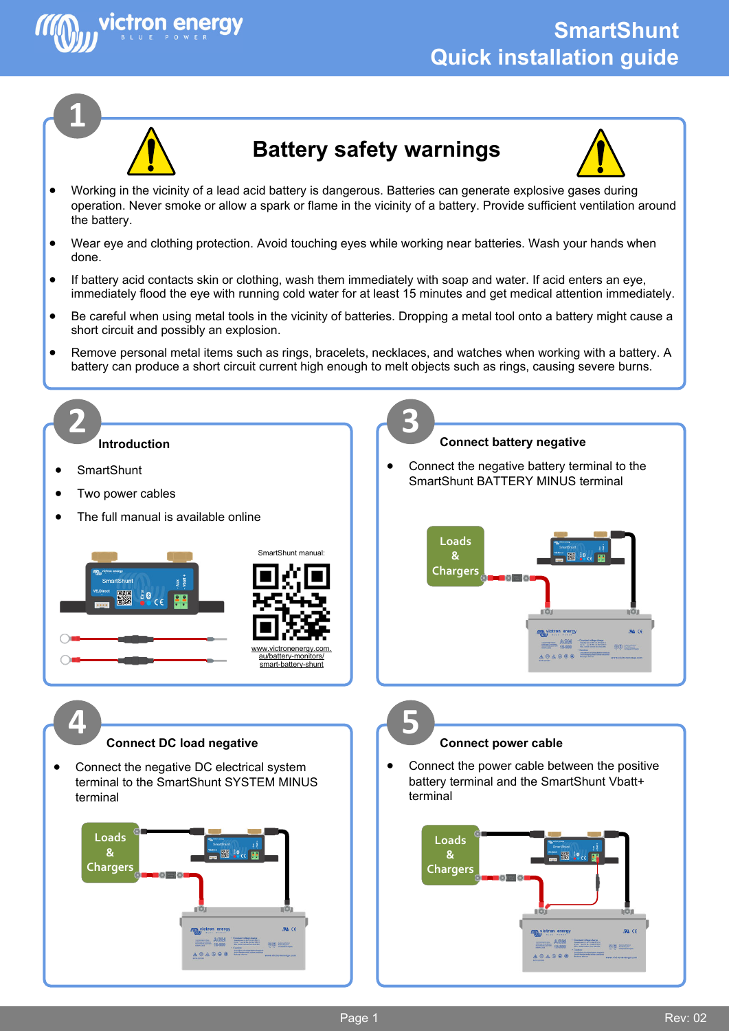# SmartShunt Quick installation guide

## 1 Battery safety warnings

- Working in the vicinity of a lead acid battery is dangerous. Batteries can generate explosive gases during operation. Never smoke or allow a spark or flame in the vicinity of a battery. Provide sufficient ventilation around the battery.
- Wear eye and clothing protection. Avoid touching eyes while working near batteries. Wash your hands when done.
- If battery acid contacts skin or clothing, wash them immediately with soap and water. If acid enters an eye, immediately flood the eye with running cold water for at least 15 minutes and get medical attention immediately.
- Be careful when using metal tools in the vicinity of batteries. Dropping a metal tool onto a battery might cause a short circuit and possibly an explosion.
- Remove personal metal items such as rings, bracelets, necklaces, and watches when working with a battery. A battery can produce a short circuit current high enough to melt objects such as rings, causing severe burns.

## 2 Introduction

- SmartShunt
- Two power cables
- The full manual is available online

SmartShunt manual:

www.victronenergy.com.au/battery-monitors/smart-battery-shunt

## 3 Connect battery negative

- Connect the negative battery terminal to the SmartShunt BATTERY MINUS terminal

Loads & Chargers

## 4 Connect DC load negative

- Connect the negative DC electrical system terminal to the SmartShunt SYSTEM MINUS terminal

Loads & Chargers

## 5 Connect power cable

- Connect the power cable between the positive battery terminal and the SmartShunt Vbatt+ terminal

Loads & Chargers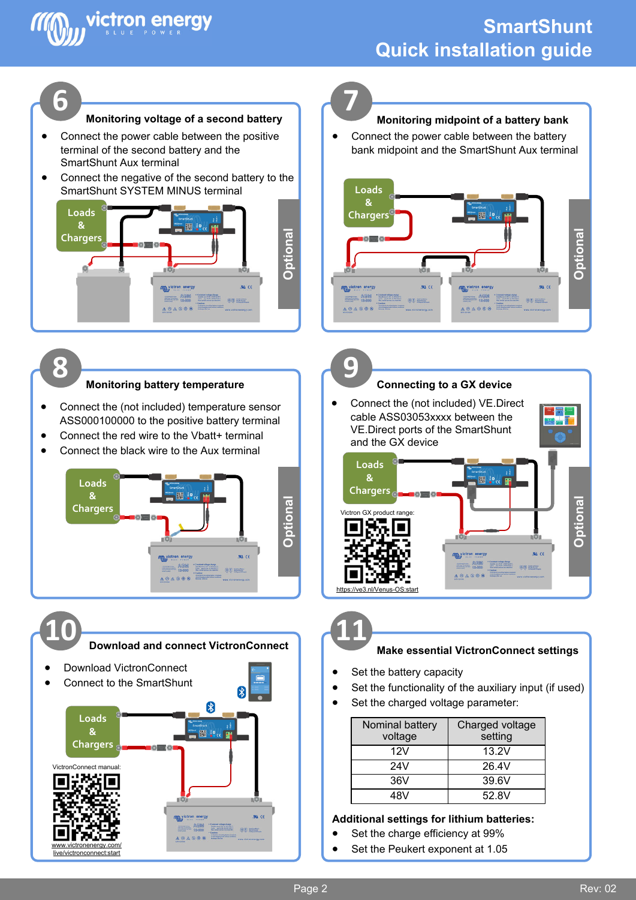# SmartShunt Quick installation guide

## 6 Monitoring voltage of a second battery

- Connect the power cable between the positive terminal of the second battery and the SmartShunt Aux terminal
- Connect the negative of the second battery to the SmartShunt SYSTEM MINUS terminal

Loads & Chargers

Optional

## 7 Monitoring midpoint of a battery bank

- Connect the power cable between the battery bank midpoint and the SmartShunt Aux terminal

Loads & Chargers

Optional

## 8 Monitoring battery temperature

- Connect the (not included) temperature sensor ASS000100000 to the positive battery terminal
- Connect the red wire to the Vbatt+ terminal
- Connect the black wire to the Aux terminal

Loads & Chargers

Optional

## 9 Connecting to a GX device

- Connect the (not included) VE.Direct cable ASS03053xxxx between the VE.Direct ports of the SmartShunt and the GX device

Loads & Chargers

Victron GX product range:

https://ve3.nl/Venus-OS:start

Optional

## 10 Download and connect VictronConnect

- Download VictronConnect
- Connect to the SmartShunt

Loads & Chargers

VictronConnect manual:

www.victronenergy.com/live/victronconnect:start

## 11 Make essential VictronConnect settings

- Set the battery capacity
- Set the functionality of the auxiliary input (if used)
- Set the charged voltage parameter:

| Nominal battery voltage | Charged voltage setting |
|---|---|
| 12V | 13.2V |
| 24V | 26.4V |
| 36V | 39.6V |
| 48V | 52.8V |

**Additional settings for lithium batteries:**

- Set the charge efficiency at 99%
- Set the Peukert exponent at 1.05

Rev: 02